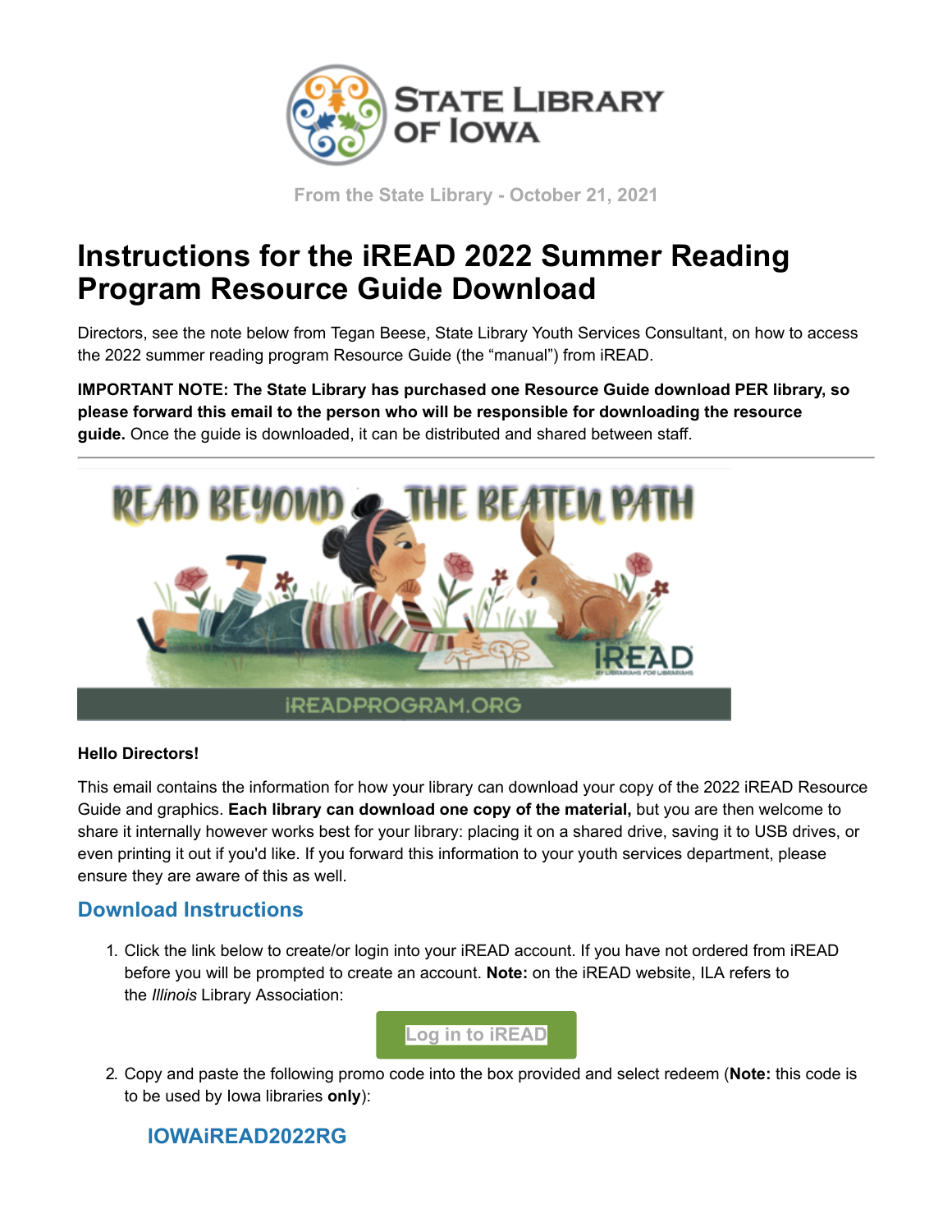From the State Library - October 21, 2021

# Instructions for the iREAD 2022 Summer Reading Program Resource Guide Download

Directors, see the note below from Tegan Beese, State Library Youth Services Consultant, on how to access the 2022 summer reading program Resource Guide (the "manual") from iREAD.

**IMPORTANT NOTE: The State Library has purchased one Resource Guide download PER library, so please forward this email to the person who will be responsible for downloading the resource guide.** Once the guide is downloaded, it can be distributed and shared between staff.

---

**Hello Directors!**

This email contains the information for how your library can download your copy of the 2022 iREAD Resource Guide and graphics. **Each library can download one copy of the material,** but you are then welcome to share it internally however works best for your library: placing it on a shared drive, saving it to USB drives, or even printing it out if you'd like. If you forward this information to your youth services department, please ensure they are aware of this as well.

## Download Instructions

1. Click the link below to create/or login into your iREAD account. If you have not ordered from iREAD before you will be prompted to create an account. **Note:** on the iREAD website, ILA refers to the *Illinois* Library Association:

   Log in to iREAD

2. Copy and paste the following promo code into the box provided and select redeem (**Note:** this code is to be used by Iowa libraries **only**):

   **IOWAiREAD2022RG**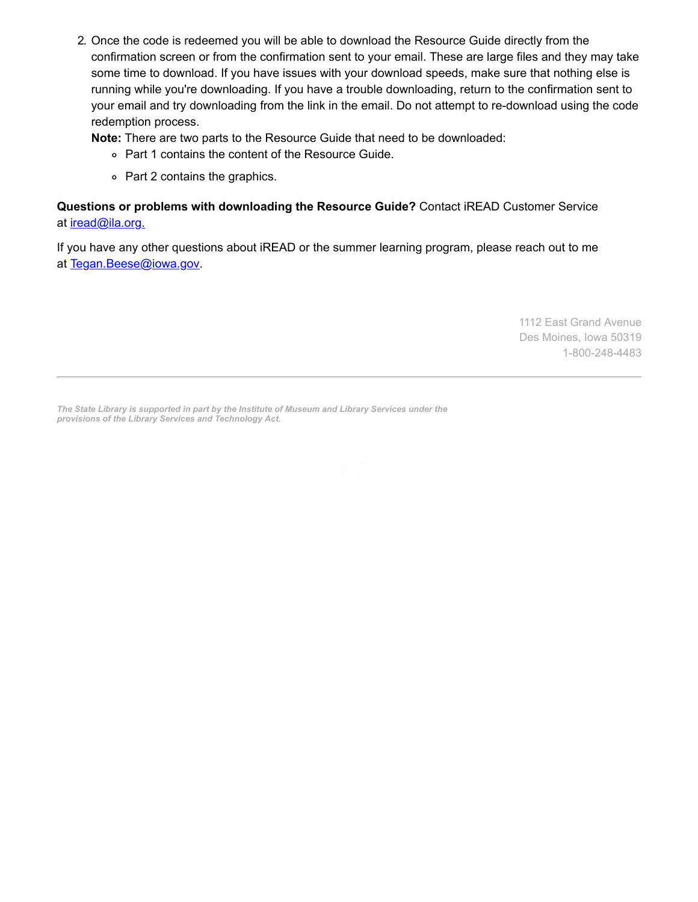2. Once the code is redeemed you will be able to download the Resource Guide directly from the confirmation screen or from the confirmation sent to your email. These are large files and they may take some time to download. If you have issues with your download speeds, make sure that nothing else is running while you're downloading. If you have a trouble downloading, return to the confirmation sent to your email and try downloading from the link in the email. Do not attempt to re-download using the code redemption process.
   **Note:** There are two parts to the Resource Guide that need to be downloaded:
   - Part 1 contains the content of the Resource Guide.
   - Part 2 contains the graphics.

**Questions or problems with downloading the Resource Guide?** Contact iREAD Customer Service at iread@ila.org.

If you have any other questions about iREAD or the summer learning program, please reach out to me at Tegan.Beese@iowa.gov.

1112 East Grand Avenue
Des Moines, Iowa 50319
1-800-248-4483

---

***The State Library is supported in part by the Institute of Museum and Library Services under the provisions of the Library Services and Technology Act.***